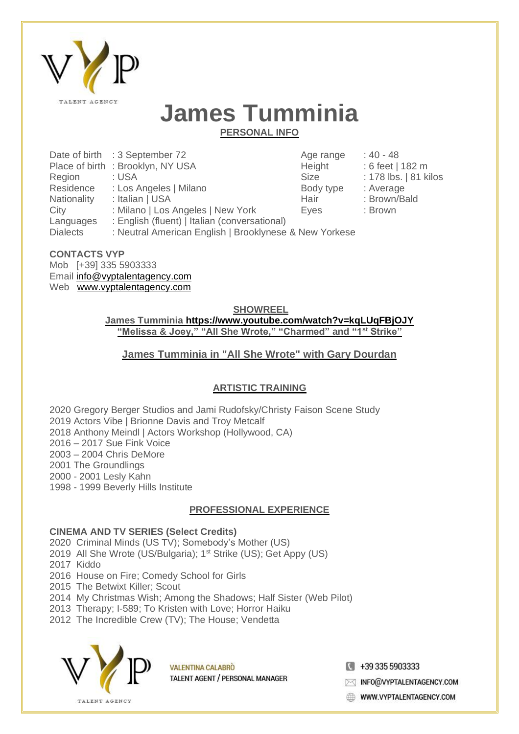TALENT AGENCY

# James Tumminia

## PERSONAL INFO

| | | | |
|---|---|---|---|
| Date of birth | : 3 September 72 | Age range | : 40 - 48 |
| Place of birth | : Brooklyn, NY USA | Height | : 6 feet \| 182 m |
| Region | : USA | Size | : 178 lbs. \| 81 kilos |
| Residence | : Los Angeles \| Milano | Body type | : Average |
| Nationality | : Italian \| USA | Hair | : Brown/Bald |
| City | : Milano \| Los Angeles \| New York | Eyes | : Brown |
| Languages | : English (fluent) \| Italian (conversational) | | |
| Dialects | : Neutral American English \| Brooklynese & New Yorkese | | |

**CONTACTS VYP**
Mob [+39] 335 5903333
Email info@vyptalentagency.com
Web www.vyptalentagency.com

## SHOWREEL

**James Tumminia https://www.youtube.com/watch?v=kqLUqFBjOJY**
**"Melissa & Joey," "All She Wrote," "Charmed" and "1st Strike"**

**James Tumminia in "All She Wrote" with Gary Dourdan**

## ARTISTIC TRAINING

2020 Gregory Berger Studios and Jami Rudofsky/Christy Faison Scene Study
2019 Actors Vibe | Brionne Davis and Troy Metcalf
2018 Anthony Meindl | Actors Workshop (Hollywood, CA)
2016 – 2017 Sue Fink Voice
2003 – 2004 Chris DeMore
2001 The Groundlings
2000 - 2001 Lesly Kahn
1998 - 1999 Beverly Hills Institute

## PROFESSIONAL EXPERIENCE

**CINEMA AND TV SERIES (Select Credits)**
2020 Criminal Minds (US TV); Somebody's Mother (US)
2019 All She Wrote (US/Bulgaria); 1st Strike (US); Get Appy (US)
2017 Kiddo
2016 House on Fire; Comedy School for Girls
2015 The Betwixt Killer; Scout
2014 My Christmas Wish; Among the Shadows; Half Sister (Web Pilot)
2013 Therapy; I-589; To Kristen with Love; Horror Haiku
2012 The Incredible Crew (TV); The House; Vendetta

VALENTINA CALABRÒ
TALENT AGENT / PERSONAL MANAGER

+39 335 5903333
INFO@VYPTALENTAGENCY.COM
WWW.VYPTALENTAGENCY.COM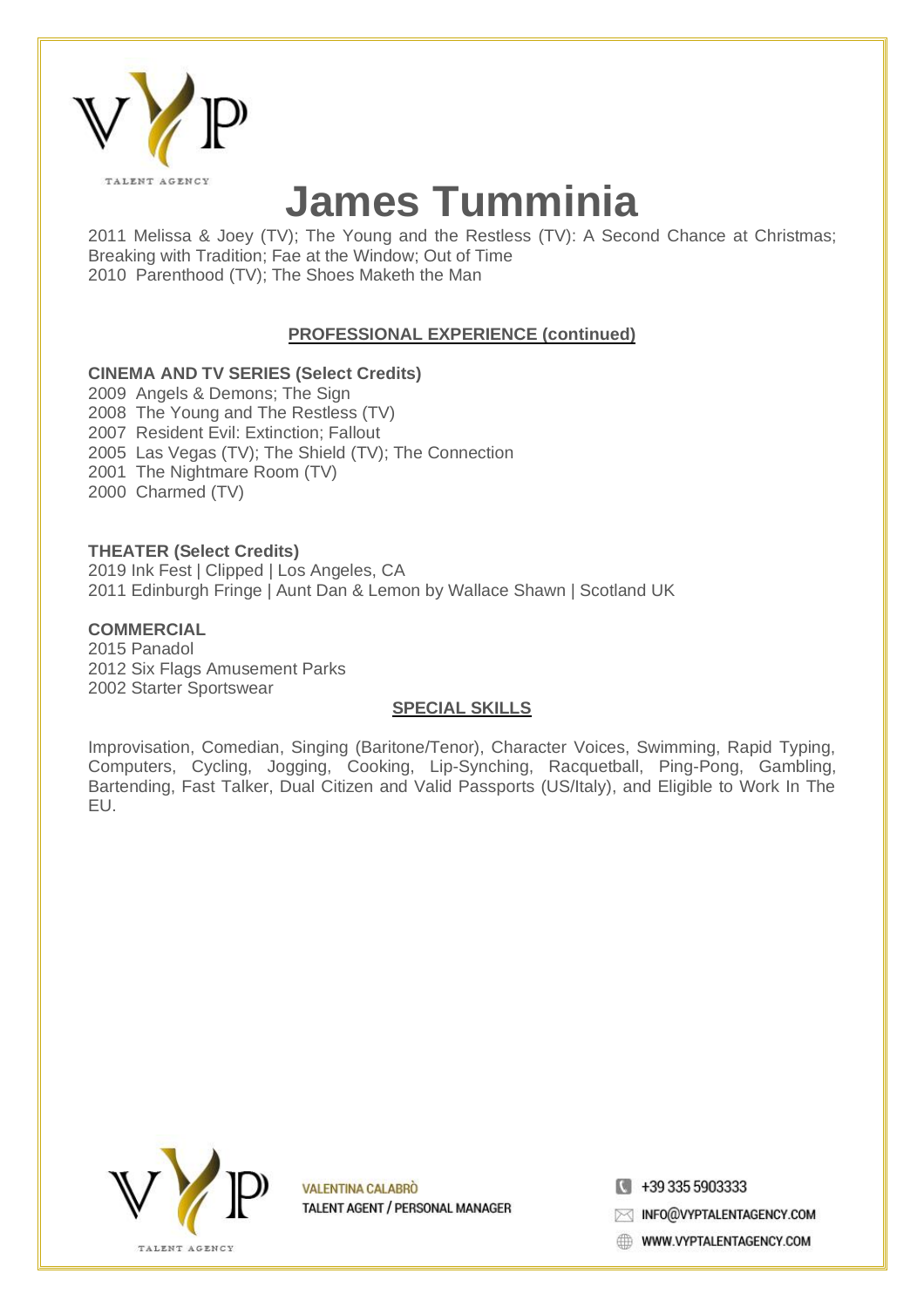# James Tumminia

2011 Melissa & Joey (TV); The Young and the Restless (TV): A Second Chance at Christmas; Breaking with Tradition; Fae at the Window; Out of Time
2010 Parenthood (TV); The Shoes Maketh the Man

## PROFESSIONAL EXPERIENCE (continued)

**CINEMA AND TV SERIES (Select Credits)**
2009 Angels & Demons; The Sign
2008 The Young and The Restless (TV)
2007 Resident Evil: Extinction; Fallout
2005 Las Vegas (TV); The Shield (TV); The Connection
2001 The Nightmare Room (TV)
2000 Charmed (TV)

**THEATER (Select Credits)**
2019 Ink Fest | Clipped | Los Angeles, CA
2011 Edinburgh Fringe | Aunt Dan & Lemon by Wallace Shawn | Scotland UK

**COMMERCIAL**
2015 Panadol
2012 Six Flags Amusement Parks
2002 Starter Sportswear

## SPECIAL SKILLS

Improvisation, Comedian, Singing (Baritone/Tenor), Character Voices, Swimming, Rapid Typing, Computers, Cycling, Jogging, Cooking, Lip-Synching, Racquetball, Ping-Pong, Gambling, Bartending, Fast Talker, Dual Citizen and Valid Passports (US/Italy), and Eligible to Work In The EU.

VALENTINA CALABRÒ
TALENT AGENT / PERSONAL MANAGER

+39 335 5903333
INFO@VYPTALENTAGENCY.COM
WWW.VYPTALENTAGENCY.COM